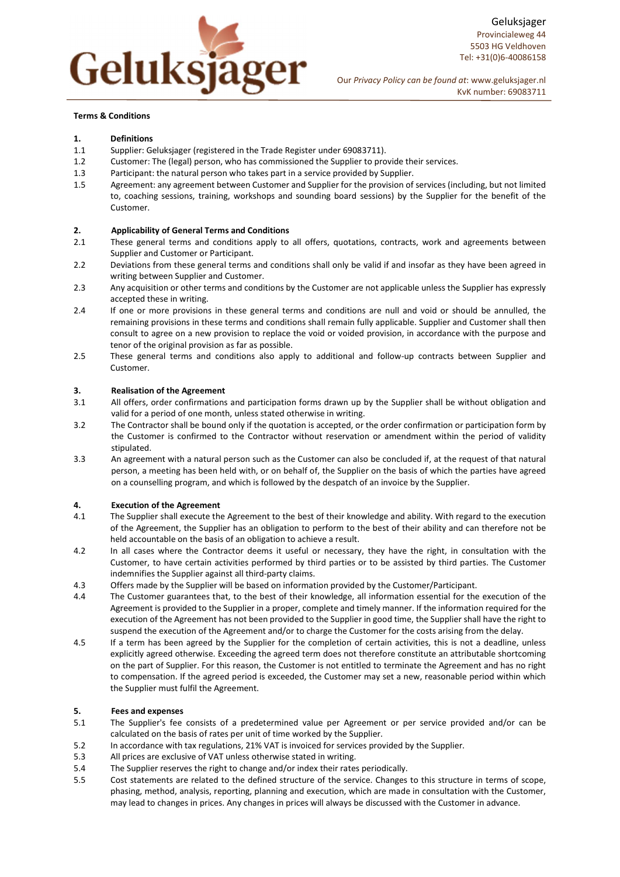Geluksjager
Provincialeweg 44
5503 HG Veldhoven
Tel: +31(0)6-40086158

Our *Privacy Policy can be found at*: www.geluksjager.nl
KvK number: 69083711

**Terms & Conditions**

**1. Definitions**

1.1 Supplier: Geluksjager (registered in the Trade Register under 69083711).

1.2 Customer: The (legal) person, who has commissioned the Supplier to provide their services.

1.3 Participant: the natural person who takes part in a service provided by Supplier.

1.5 Agreement: any agreement between Customer and Supplier for the provision of services (including, but not limited to, coaching sessions, training, workshops and sounding board sessions) by the Supplier for the benefit of the Customer.

**2. Applicability of General Terms and Conditions**

2.1 These general terms and conditions apply to all offers, quotations, contracts, work and agreements between Supplier and Customer or Participant.

2.2 Deviations from these general terms and conditions shall only be valid if and insofar as they have been agreed in writing between Supplier and Customer.

2.3 Any acquisition or other terms and conditions by the Customer are not applicable unless the Supplier has expressly accepted these in writing.

2.4 If one or more provisions in these general terms and conditions are null and void or should be annulled, the remaining provisions in these terms and conditions shall remain fully applicable. Supplier and Customer shall then consult to agree on a new provision to replace the void or voided provision, in accordance with the purpose and tenor of the original provision as far as possible.

2.5 These general terms and conditions also apply to additional and follow-up contracts between Supplier and Customer.

**3. Realisation of the Agreement**

3.1 All offers, order confirmations and participation forms drawn up by the Supplier shall be without obligation and valid for a period of one month, unless stated otherwise in writing.

3.2 The Contractor shall be bound only if the quotation is accepted, or the order confirmation or participation form by the Customer is confirmed to the Contractor without reservation or amendment within the period of validity stipulated.

3.3 An agreement with a natural person such as the Customer can also be concluded if, at the request of that natural person, a meeting has been held with, or on behalf of, the Supplier on the basis of which the parties have agreed on a counselling program, and which is followed by the despatch of an invoice by the Supplier.

**4. Execution of the Agreement**

4.1 The Supplier shall execute the Agreement to the best of their knowledge and ability. With regard to the execution of the Agreement, the Supplier has an obligation to perform to the best of their ability and can therefore not be held accountable on the basis of an obligation to achieve a result.

4.2 In all cases where the Contractor deems it useful or necessary, they have the right, in consultation with the Customer, to have certain activities performed by third parties or to be assisted by third parties. The Customer indemnifies the Supplier against all third-party claims.

4.3 Offers made by the Supplier will be based on information provided by the Customer/Participant.

4.4 The Customer guarantees that, to the best of their knowledge, all information essential for the execution of the Agreement is provided to the Supplier in a proper, complete and timely manner. If the information required for the execution of the Agreement has not been provided to the Supplier in good time, the Supplier shall have the right to suspend the execution of the Agreement and/or to charge the Customer for the costs arising from the delay.

4.5 If a term has been agreed by the Supplier for the completion of certain activities, this is not a deadline, unless explicitly agreed otherwise. Exceeding the agreed term does not therefore constitute an attributable shortcoming on the part of Supplier. For this reason, the Customer is not entitled to terminate the Agreement and has no right to compensation. If the agreed period is exceeded, the Customer may set a new, reasonable period within which the Supplier must fulfil the Agreement.

**5. Fees and expenses**

5.1 The Supplier's fee consists of a predetermined value per Agreement or per service provided and/or can be calculated on the basis of rates per unit of time worked by the Supplier.

5.2 In accordance with tax regulations, 21% VAT is invoiced for services provided by the Supplier.

5.3 All prices are exclusive of VAT unless otherwise stated in writing.

5.4 The Supplier reserves the right to change and/or index their rates periodically.

5.5 Cost statements are related to the defined structure of the service. Changes to this structure in terms of scope, phasing, method, analysis, reporting, planning and execution, which are made in consultation with the Customer, may lead to changes in prices. Any changes in prices will always be discussed with the Customer in advance.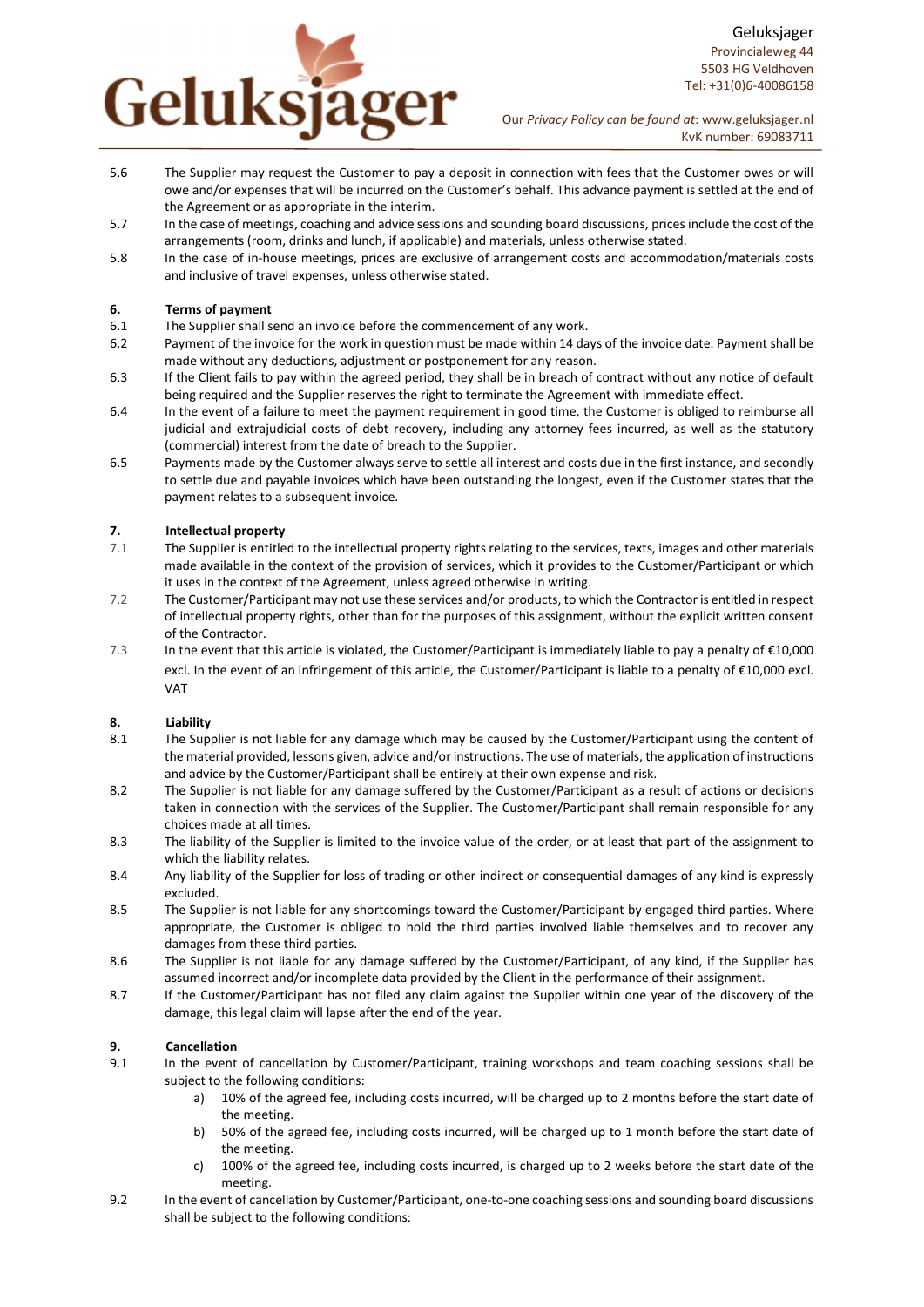5.6 The Supplier may request the Customer to pay a deposit in connection with fees that the Customer owes or will owe and/or expenses that will be incurred on the Customer's behalf. This advance payment is settled at the end of the Agreement or as appropriate in the interim.

5.7 In the case of meetings, coaching and advice sessions and sounding board discussions, prices include the cost of the arrangements (room, drinks and lunch, if applicable) and materials, unless otherwise stated.

5.8 In the case of in-house meetings, prices are exclusive of arrangement costs and accommodation/materials costs and inclusive of travel expenses, unless otherwise stated.

## 6. Terms of payment

6.1 The Supplier shall send an invoice before the commencement of any work.

6.2 Payment of the invoice for the work in question must be made within 14 days of the invoice date. Payment shall be made without any deductions, adjustment or postponement for any reason.

6.3 If the Client fails to pay within the agreed period, they shall be in breach of contract without any notice of default being required and the Supplier reserves the right to terminate the Agreement with immediate effect.

6.4 In the event of a failure to meet the payment requirement in good time, the Customer is obliged to reimburse all judicial and extrajudicial costs of debt recovery, including any attorney fees incurred, as well as the statutory (commercial) interest from the date of breach to the Supplier.

6.5 Payments made by the Customer always serve to settle all interest and costs due in the first instance, and secondly to settle due and payable invoices which have been outstanding the longest, even if the Customer states that the payment relates to a subsequent invoice.

## 7. Intellectual property

7.1 The Supplier is entitled to the intellectual property rights relating to the services, texts, images and other materials made available in the context of the provision of services, which it provides to the Customer/Participant or which it uses in the context of the Agreement, unless agreed otherwise in writing.

7.2 The Customer/Participant may not use these services and/or products, to which the Contractor is entitled in respect of intellectual property rights, other than for the purposes of this assignment, without the explicit written consent of the Contractor.

7.3 In the event that this article is violated, the Customer/Participant is immediately liable to pay a penalty of €10,000 excl. In the event of an infringement of this article, the Customer/Participant is liable to a penalty of €10,000 excl. VAT

## 8. Liability

8.1 The Supplier is not liable for any damage which may be caused by the Customer/Participant using the content of the material provided, lessons given, advice and/or instructions. The use of materials, the application of instructions and advice by the Customer/Participant shall be entirely at their own expense and risk.

8.2 The Supplier is not liable for any damage suffered by the Customer/Participant as a result of actions or decisions taken in connection with the services of the Supplier. The Customer/Participant shall remain responsible for any choices made at all times.

8.3 The liability of the Supplier is limited to the invoice value of the order, or at least that part of the assignment to which the liability relates.

8.4 Any liability of the Supplier for loss of trading or other indirect or consequential damages of any kind is expressly excluded.

8.5 The Supplier is not liable for any shortcomings toward the Customer/Participant by engaged third parties. Where appropriate, the Customer is obliged to hold the third parties involved liable themselves and to recover any damages from these third parties.

8.6 The Supplier is not liable for any damage suffered by the Customer/Participant, of any kind, if the Supplier has assumed incorrect and/or incomplete data provided by the Client in the performance of their assignment.

8.7 If the Customer/Participant has not filed any claim against the Supplier within one year of the discovery of the damage, this legal claim will lapse after the end of the year.

## 9. Cancellation

9.1 In the event of cancellation by Customer/Participant, training workshops and team coaching sessions shall be subject to the following conditions:

a) 10% of the agreed fee, including costs incurred, will be charged up to 2 months before the start date of the meeting.

b) 50% of the agreed fee, including costs incurred, will be charged up to 1 month before the start date of the meeting.

c) 100% of the agreed fee, including costs incurred, is charged up to 2 weeks before the start date of the meeting.

9.2 In the event of cancellation by Customer/Participant, one-to-one coaching sessions and sounding board discussions shall be subject to the following conditions: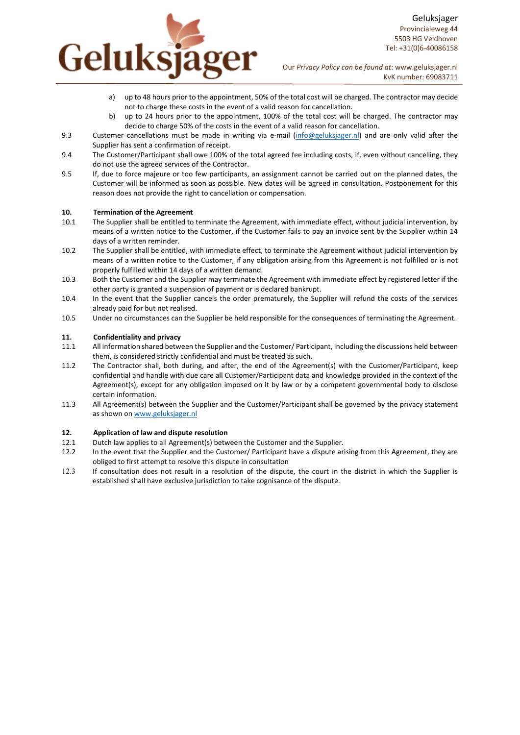a) up to 48 hours prior to the appointment, 50% of the total cost will be charged. The contractor may decide not to charge these costs in the event of a valid reason for cancellation.
b) up to 24 hours prior to the appointment, 100% of the total cost will be charged. The contractor may decide to charge 50% of the costs in the event of a valid reason for cancellation.

9.3 Customer cancellations must be made in writing via e-mail (info@geluksjager.nl) and are only valid after the Supplier has sent a confirmation of receipt.

9.4 The Customer/Participant shall owe 100% of the total agreed fee including costs, if, even without cancelling, they do not use the agreed services of the Contractor.

9.5 If, due to force majeure or too few participants, an assignment cannot be carried out on the planned dates, the Customer will be informed as soon as possible. New dates will be agreed in consultation. Postponement for this reason does not provide the right to cancellation or compensation.

**10. Termination of the Agreement**

10.1 The Supplier shall be entitled to terminate the Agreement, with immediate effect, without judicial intervention, by means of a written notice to the Customer, if the Customer fails to pay an invoice sent by the Supplier within 14 days of a written reminder.

10.2 The Supplier shall be entitled, with immediate effect, to terminate the Agreement without judicial intervention by means of a written notice to the Customer, if any obligation arising from this Agreement is not fulfilled or is not properly fulfilled within 14 days of a written demand.

10.3 Both the Customer and the Supplier may terminate the Agreement with immediate effect by registered letter if the other party is granted a suspension of payment or is declared bankrupt.

10.4 In the event that the Supplier cancels the order prematurely, the Supplier will refund the costs of the services already paid for but not realised.

10.5 Under no circumstances can the Supplier be held responsible for the consequences of terminating the Agreement.

**11. Confidentiality and privacy**

11.1 All information shared between the Supplier and the Customer/ Participant, including the discussions held between them, is considered strictly confidential and must be treated as such.

11.2 The Contractor shall, both during, and after, the end of the Agreement(s) with the Customer/Participant, keep confidential and handle with due care all Customer/Participant data and knowledge provided in the context of the Agreement(s), except for any obligation imposed on it by law or by a competent governmental body to disclose certain information.

11.3 All Agreement(s) between the Supplier and the Customer/Participant shall be governed by the privacy statement as shown on www.geluksjager.nl

**12. Application of law and dispute resolution**

12.1 Dutch law applies to all Agreement(s) between the Customer and the Supplier.

12.2 In the event that the Supplier and the Customer/ Participant have a dispute arising from this Agreement, they are obliged to first attempt to resolve this dispute in consultation

12.3 If consultation does not result in a resolution of the dispute, the court in the district in which the Supplier is established shall have exclusive jurisdiction to take cognisance of the dispute.